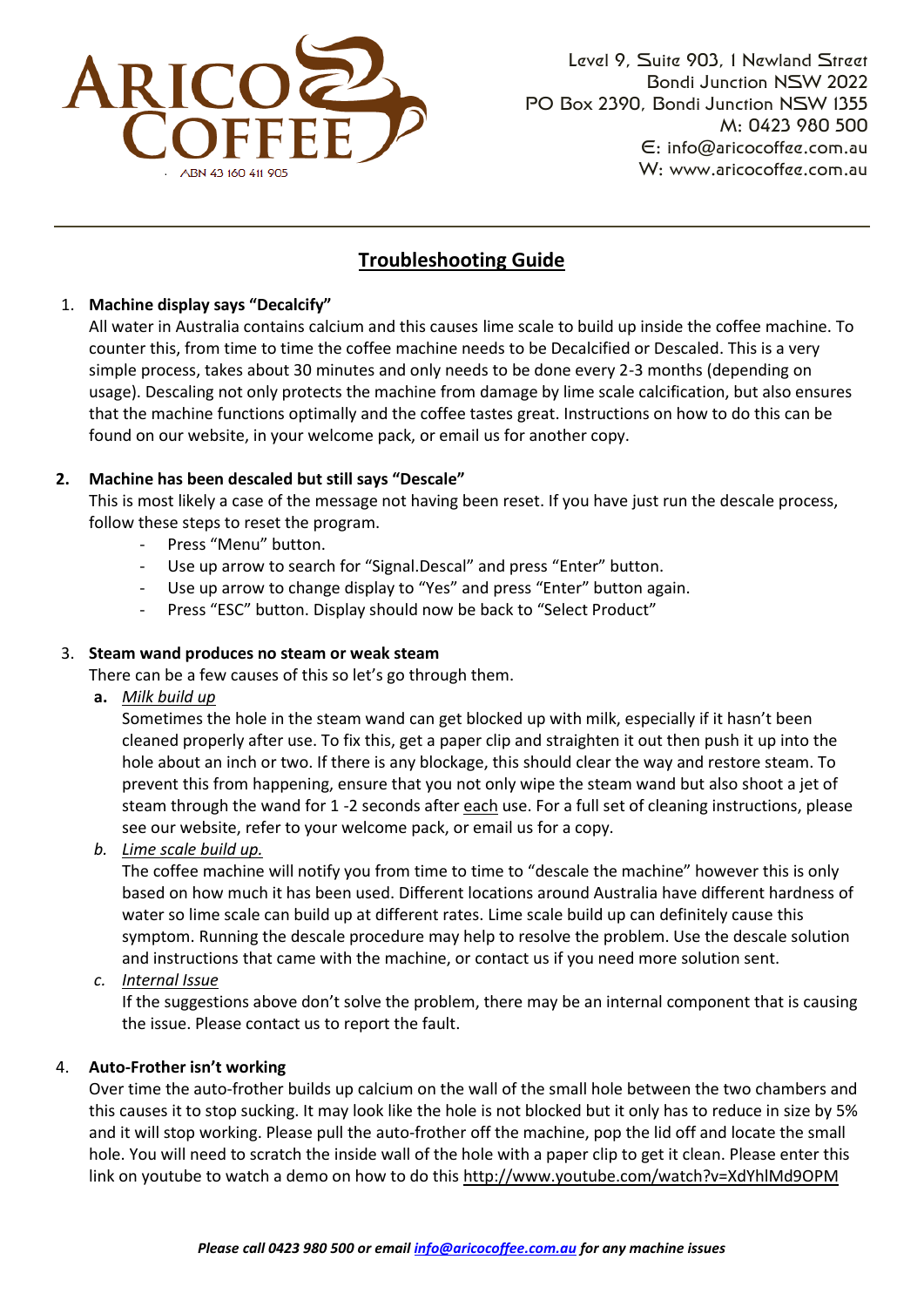ARICO COFFEE

ABN 43 160 411 905

Level 9, Suite 903, 1 Newland Street
Bondi Junction NSW 2022
PO Box 2390, Bondi Junction NSW 1355
M: 0423 980 500
E: info@aricocoffee.com.au
W: www.aricocoffee.com.au

# Troubleshooting Guide

1. **Machine display says "Decalcify"**

   All water in Australia contains calcium and this causes lime scale to build up inside the coffee machine. To counter this, from time to time the coffee machine needs to be Decalcified or Descaled. This is a very simple process, takes about 30 minutes and only needs to be done every 2-3 months (depending on usage). Descaling not only protects the machine from damage by lime scale calcification, but also ensures that the machine functions optimally and the coffee tastes great. Instructions on how to do this can be found on our website, in your welcome pack, or email us for another copy.

2. **Machine has been descaled but still says "Descale"**

   This is most likely a case of the message not having been reset. If you have just run the descale process, follow these steps to reset the program.
   - Press "Menu" button.
   - Use up arrow to search for "Signal.Descal" and press "Enter" button.
   - Use up arrow to change display to "Yes" and press "Enter" button again.
   - Press "ESC" button. Display should now be back to "Select Product"

3. **Steam wand produces no steam or weak steam**

   There can be a few causes of this so let's go through them.

   **a.** *Milk build up*

   Sometimes the hole in the steam wand can get blocked up with milk, especially if it hasn't been cleaned properly after use. To fix this, get a paper clip and straighten it out then push it up into the hole about an inch or two. If there is any blockage, this should clear the way and restore steam. To prevent this from happening, ensure that you not only wipe the steam wand but also shoot a jet of steam through the wand for 1 -2 seconds after each use. For a full set of cleaning instructions, please see our website, refer to your welcome pack, or email us for a copy.

   *b. Lime scale build up.*

   The coffee machine will notify you from time to time to "descale the machine" however this is only based on how much it has been used. Different locations around Australia have different hardness of water so lime scale can build up at different rates. Lime scale build up can definitely cause this symptom. Running the descale procedure may help to resolve the problem. Use the descale solution and instructions that came with the machine, or contact us if you need more solution sent.

   *c. Internal Issue*

   If the suggestions above don't solve the problem, there may be an internal component that is causing the issue. Please contact us to report the fault.

4. **Auto-Frother isn't working**

   Over time the auto-frother builds up calcium on the wall of the small hole between the two chambers and this causes it to stop sucking. It may look like the hole is not blocked but it only has to reduce in size by 5% and it will stop working. Please pull the auto-frother off the machine, pop the lid off and locate the small hole. You will need to scratch the inside wall of the hole with a paper clip to get it clean. Please enter this link on youtube to watch a demo on how to do this http://www.youtube.com/watch?v=XdYhlMd9OPM

***Please call 0423 980 500 or email info@aricocoffee.com.au for any machine issues***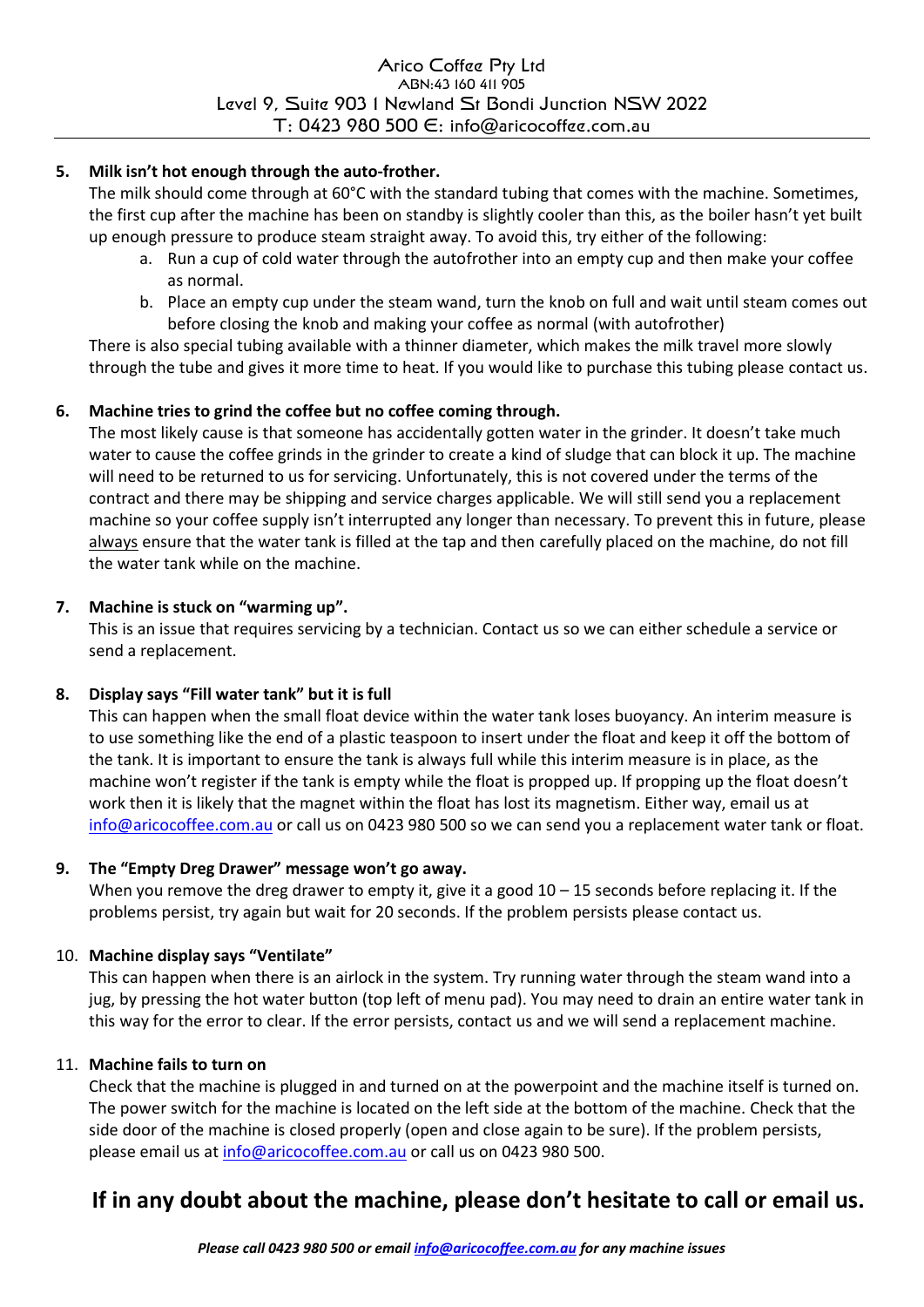5. **Milk isn't hot enough through the auto-frother.**
   The milk should come through at 60°C with the standard tubing that comes with the machine. Sometimes, the first cup after the machine has been on standby is slightly cooler than this, as the boiler hasn't yet built up enough pressure to produce steam straight away. To avoid this, try either of the following:
   a. Run a cup of cold water through the autofrother into an empty cup and then make your coffee as normal.
   b. Place an empty cup under the steam wand, turn the knob on full and wait until steam comes out before closing the knob and making your coffee as normal (with autofrother)

   There is also special tubing available with a thinner diameter, which makes the milk travel more slowly through the tube and gives it more time to heat. If you would like to purchase this tubing please contact us.

6. **Machine tries to grind the coffee but no coffee coming through.**
   The most likely cause is that someone has accidentally gotten water in the grinder. It doesn't take much water to cause the coffee grinds in the grinder to create a kind of sludge that can block it up. The machine will need to be returned to us for servicing. Unfortunately, this is not covered under the terms of the contract and there may be shipping and service charges applicable. We will still send you a replacement machine so your coffee supply isn't interrupted any longer than necessary. To prevent this in future, please <u>always</u> ensure that the water tank is filled at the tap and then carefully placed on the machine, do not fill the water tank while on the machine.

7. **Machine is stuck on "warming up".**
   This is an issue that requires servicing by a technician. Contact us so we can either schedule a service or send a replacement.

8. **Display says "Fill water tank" but it is full**
   This can happen when the small float device within the water tank loses buoyancy. An interim measure is to use something like the end of a plastic teaspoon to insert under the float and keep it off the bottom of the tank. It is important to ensure the tank is always full while this interim measure is in place, as the machine won't register if the tank is empty while the float is propped up. If propping up the float doesn't work then it is likely that the magnet within the float has lost its magnetism. Either way, email us at info@aricocoffee.com.au or call us on 0423 980 500 so we can send you a replacement water tank or float.

9. **The "Empty Dreg Drawer" message won't go away.**
   When you remove the dreg drawer to empty it, give it a good 10 – 15 seconds before replacing it. If the problems persist, try again but wait for 20 seconds. If the problem persists please contact us.

10. **Machine display says "Ventilate"**
    This can happen when there is an airlock in the system. Try running water through the steam wand into a jug, by pressing the hot water button (top left of menu pad). You may need to drain an entire water tank in this way for the error to clear. If the error persists, contact us and we will send a replacement machine.

11. **Machine fails to turn on**
    Check that the machine is plugged in and turned on at the powerpoint and the machine itself is turned on. The power switch for the machine is located on the left side at the bottom of the machine. Check that the side door of the machine is closed properly (open and close again to be sure). If the problem persists, please email us at info@aricocoffee.com.au or call us on 0423 980 500.

## If in any doubt about the machine, please don't hesitate to call or email us.